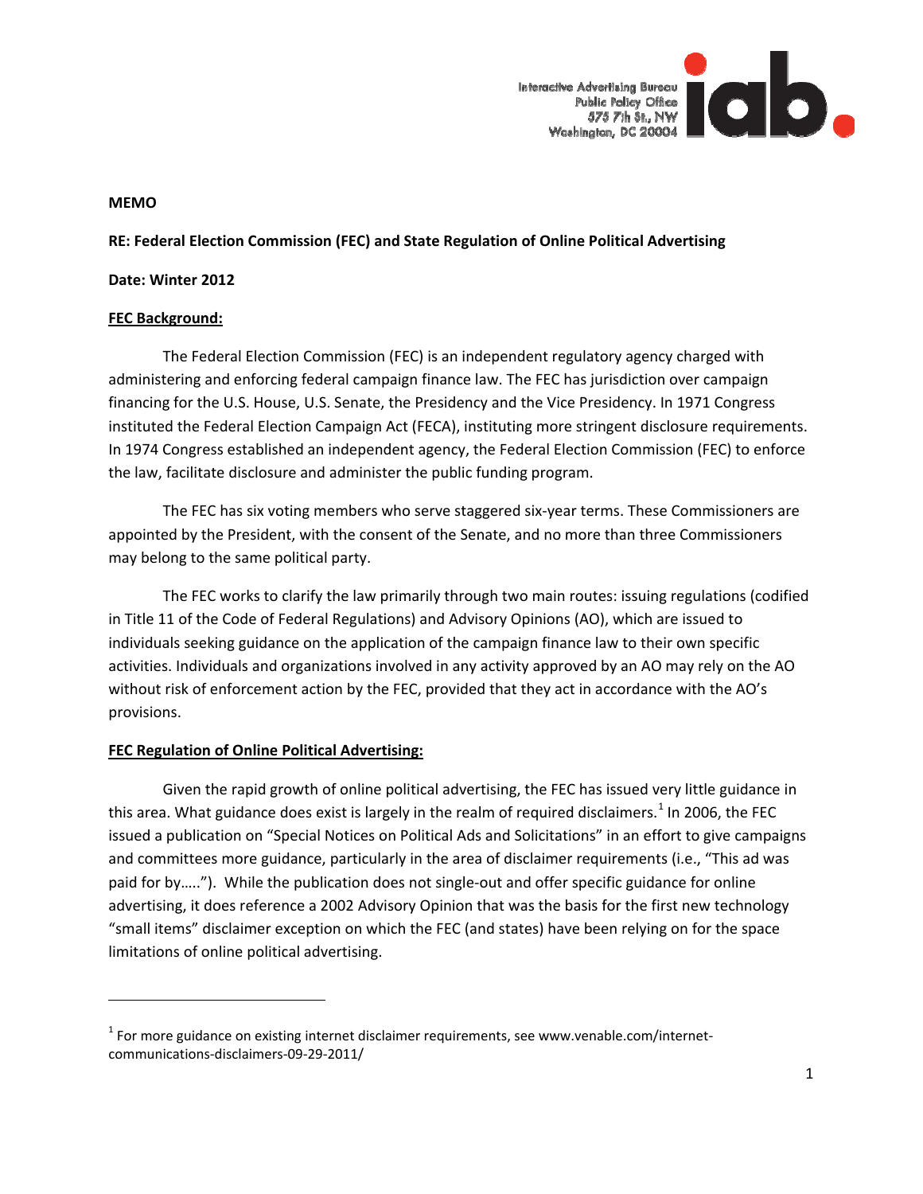Interactive Advertising Bureau
Public Policy Office
575 7th St., NW
Washington, DC 20004

**MEMO**

**RE: Federal Election Commission (FEC) and State Regulation of Online Political Advertising**

**Date: Winter 2012**

**FEC Background:**

The Federal Election Commission (FEC) is an independent regulatory agency charged with administering and enforcing federal campaign finance law. The FEC has jurisdiction over campaign financing for the U.S. House, U.S. Senate, the Presidency and the Vice Presidency. In 1971 Congress instituted the Federal Election Campaign Act (FECA), instituting more stringent disclosure requirements. In 1974 Congress established an independent agency, the Federal Election Commission (FEC) to enforce the law, facilitate disclosure and administer the public funding program.

The FEC has six voting members who serve staggered six-year terms. These Commissioners are appointed by the President, with the consent of the Senate, and no more than three Commissioners may belong to the same political party.

The FEC works to clarify the law primarily through two main routes: issuing regulations (codified in Title 11 of the Code of Federal Regulations) and Advisory Opinions (AO), which are issued to individuals seeking guidance on the application of the campaign finance law to their own specific activities. Individuals and organizations involved in any activity approved by an AO may rely on the AO without risk of enforcement action by the FEC, provided that they act in accordance with the AO's provisions.

**FEC Regulation of Online Political Advertising:**

Given the rapid growth of online political advertising, the FEC has issued very little guidance in this area. What guidance does exist is largely in the realm of required disclaimers.[1] In 2006, the FEC issued a publication on "Special Notices on Political Ads and Solicitations" in an effort to give campaigns and committees more guidance, particularly in the area of disclaimer requirements (i.e., "This ad was paid for by….."). While the publication does not single-out and offer specific guidance for online advertising, it does reference a 2002 Advisory Opinion that was the basis for the first new technology "small items" disclaimer exception on which the FEC (and states) have been relying on for the space limitations of online political advertising.

---

[1] For more guidance on existing internet disclaimer requirements, see www.venable.com/internet-communications-disclaimers-09-29-2011/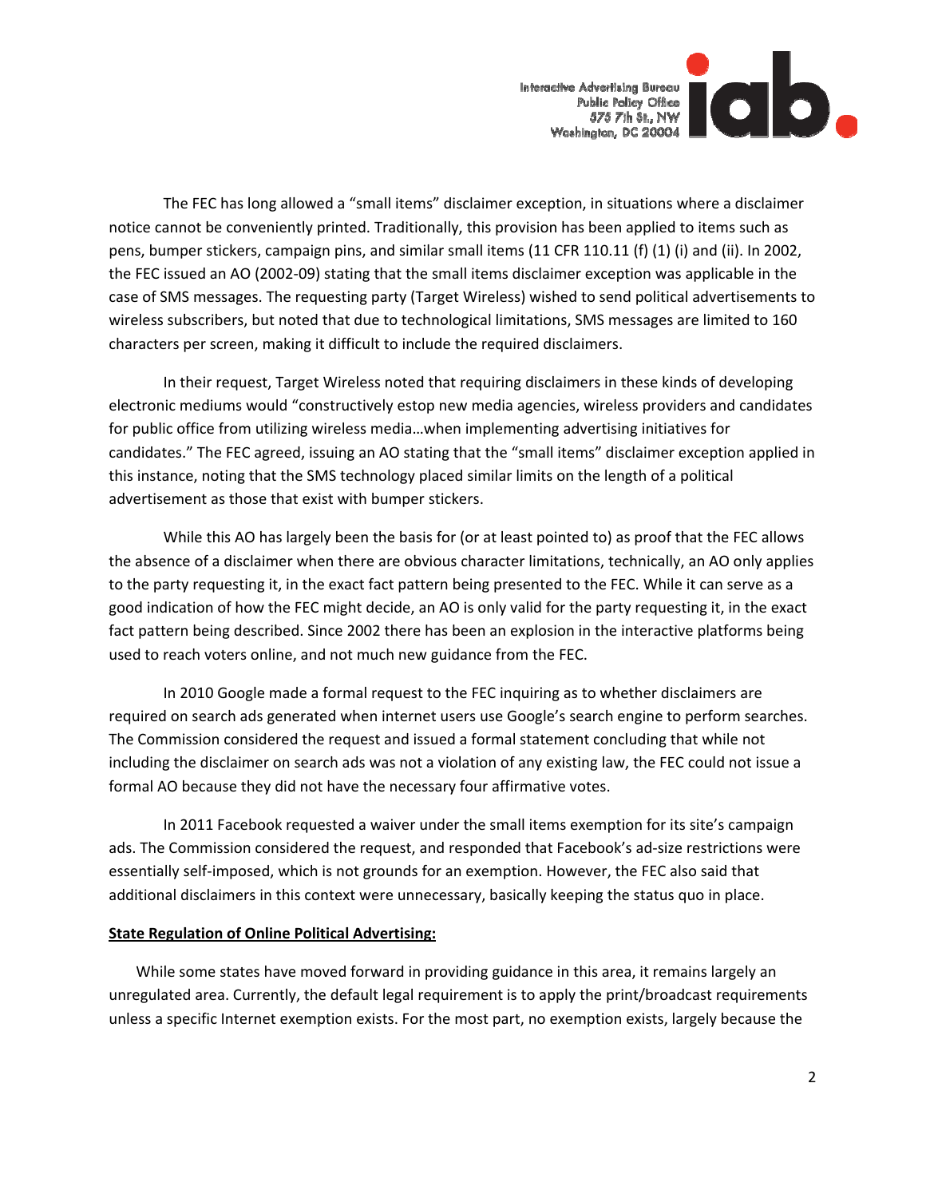The FEC has long allowed a "small items" disclaimer exception, in situations where a disclaimer notice cannot be conveniently printed. Traditionally, this provision has been applied to items such as pens, bumper stickers, campaign pins, and similar small items (11 CFR 110.11 (f) (1) (i) and (ii). In 2002, the FEC issued an AO (2002-09) stating that the small items disclaimer exception was applicable in the case of SMS messages. The requesting party (Target Wireless) wished to send political advertisements to wireless subscribers, but noted that due to technological limitations, SMS messages are limited to 160 characters per screen, making it difficult to include the required disclaimers.

In their request, Target Wireless noted that requiring disclaimers in these kinds of developing electronic mediums would "constructively estop new media agencies, wireless providers and candidates for public office from utilizing wireless media…when implementing advertising initiatives for candidates." The FEC agreed, issuing an AO stating that the "small items" disclaimer exception applied in this instance, noting that the SMS technology placed similar limits on the length of a political advertisement as those that exist with bumper stickers.

While this AO has largely been the basis for (or at least pointed to) as proof that the FEC allows the absence of a disclaimer when there are obvious character limitations, technically, an AO only applies to the party requesting it, in the exact fact pattern being presented to the FEC. While it can serve as a good indication of how the FEC might decide, an AO is only valid for the party requesting it, in the exact fact pattern being described. Since 2002 there has been an explosion in the interactive platforms being used to reach voters online, and not much new guidance from the FEC.

In 2010 Google made a formal request to the FEC inquiring as to whether disclaimers are required on search ads generated when internet users use Google's search engine to perform searches. The Commission considered the request and issued a formal statement concluding that while not including the disclaimer on search ads was not a violation of any existing law, the FEC could not issue a formal AO because they did not have the necessary four affirmative votes.

In 2011 Facebook requested a waiver under the small items exemption for its site's campaign ads. The Commission considered the request, and responded that Facebook's ad-size restrictions were essentially self-imposed, which is not grounds for an exemption. However, the FEC also said that additional disclaimers in this context were unnecessary, basically keeping the status quo in place.

**State Regulation of Online Political Advertising:**

While some states have moved forward in providing guidance in this area, it remains largely an unregulated area. Currently, the default legal requirement is to apply the print/broadcast requirements unless a specific Internet exemption exists. For the most part, no exemption exists, largely because the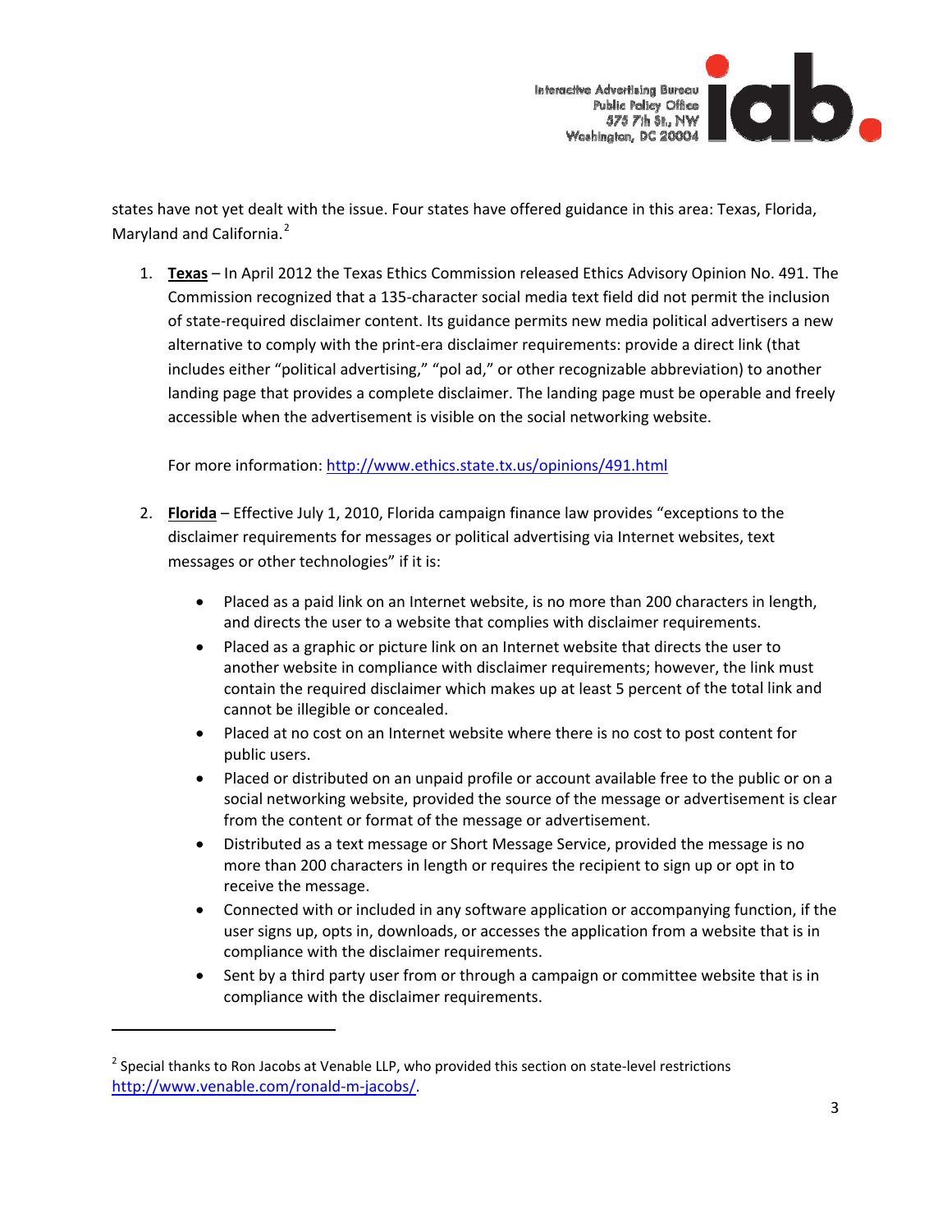states have not yet dealt with the issue. Four states have offered guidance in this area: Texas, Florida, Maryland and California.[2]

1. **Texas** – In April 2012 the Texas Ethics Commission released Ethics Advisory Opinion No. 491. The Commission recognized that a 135-character social media text field did not permit the inclusion of state-required disclaimer content. Its guidance permits new media political advertisers a new alternative to comply with the print-era disclaimer requirements: provide a direct link (that includes either "political advertising," "pol ad," or other recognizable abbreviation) to another landing page that provides a complete disclaimer. The landing page must be operable and freely accessible when the advertisement is visible on the social networking website.

   For more information: http://www.ethics.state.tx.us/opinions/491.html

2. **Florida** – Effective July 1, 2010, Florida campaign finance law provides "exceptions to the disclaimer requirements for messages or political advertising via Internet websites, text messages or other technologies" if it is:

   - Placed as a paid link on an Internet website, is no more than 200 characters in length, and directs the user to a website that complies with disclaimer requirements.
   - Placed as a graphic or picture link on an Internet website that directs the user to another website in compliance with disclaimer requirements; however, the link must contain the required disclaimer which makes up at least 5 percent of the total link and cannot be illegible or concealed.
   - Placed at no cost on an Internet website where there is no cost to post content for public users.
   - Placed or distributed on an unpaid profile or account available free to the public or on a social networking website, provided the source of the message or advertisement is clear from the content or format of the message or advertisement.
   - Distributed as a text message or Short Message Service, provided the message is no more than 200 characters in length or requires the recipient to sign up or opt in to receive the message.
   - Connected with or included in any software application or accompanying function, if the user signs up, opts in, downloads, or accesses the application from a website that is in compliance with the disclaimer requirements.
   - Sent by a third party user from or through a campaign or committee website that is in compliance with the disclaimer requirements.

---

[2] Special thanks to Ron Jacobs at Venable LLP, who provided this section on state-level restrictions http://www.venable.com/ronald-m-jacobs/.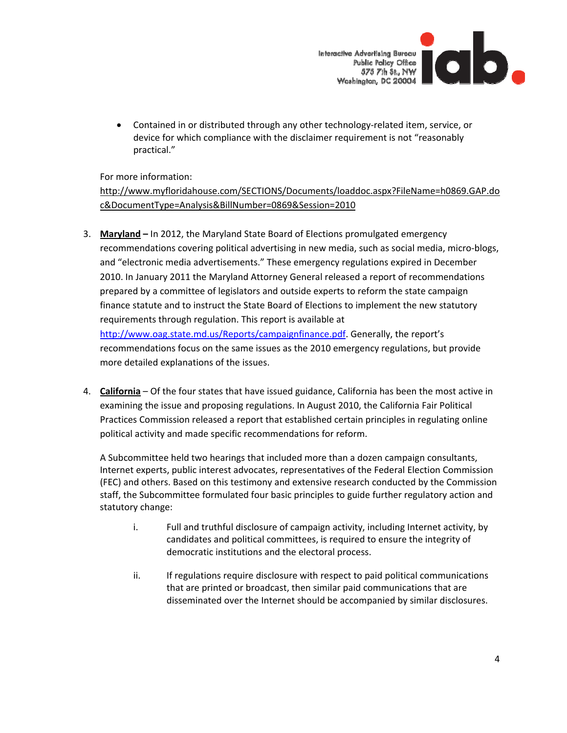- Contained in or distributed through any other technology-related item, service, or device for which compliance with the disclaimer requirement is not "reasonably practical."

For more information: http://www.myfloridahouse.com/SECTIONS/Documents/loaddoc.aspx?FileName=h0869.GAP.doc&DocumentType=Analysis&BillNumber=0869&Session=2010

3. **Maryland –** In 2012, the Maryland State Board of Elections promulgated emergency recommendations covering political advertising in new media, such as social media, micro-blogs, and "electronic media advertisements." These emergency regulations expired in December 2010. In January 2011 the Maryland Attorney General released a report of recommendations prepared by a committee of legislators and outside experts to reform the state campaign finance statute and to instruct the State Board of Elections to implement the new statutory requirements through regulation. This report is available at http://www.oag.state.md.us/Reports/campaignfinance.pdf. Generally, the report's recommendations focus on the same issues as the 2010 emergency regulations, but provide more detailed explanations of the issues.

4. **California** – Of the four states that have issued guidance, California has been the most active in examining the issue and proposing regulations. In August 2010, the California Fair Political Practices Commission released a report that established certain principles in regulating online political activity and made specific recommendations for reform.

   A Subcommittee held two hearings that included more than a dozen campaign consultants, Internet experts, public interest advocates, representatives of the Federal Election Commission (FEC) and others. Based on this testimony and extensive research conducted by the Commission staff, the Subcommittee formulated four basic principles to guide further regulatory action and statutory change:

   i. Full and truthful disclosure of campaign activity, including Internet activity, by candidates and political committees, is required to ensure the integrity of democratic institutions and the electoral process.

   ii. If regulations require disclosure with respect to paid political communications that are printed or broadcast, then similar paid communications that are disseminated over the Internet should be accompanied by similar disclosures.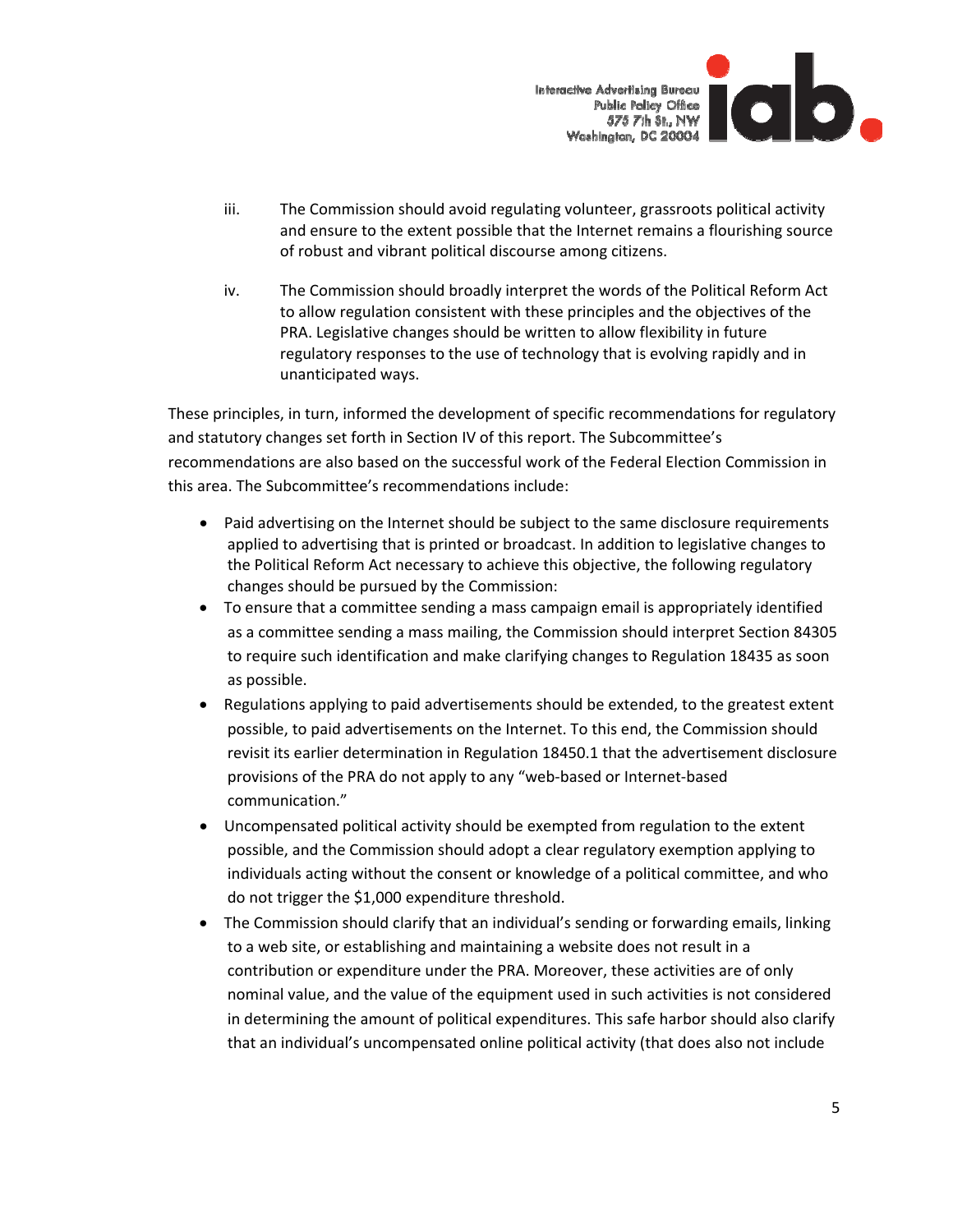iii. The Commission should avoid regulating volunteer, grassroots political activity and ensure to the extent possible that the Internet remains a flourishing source of robust and vibrant political discourse among citizens.

iv. The Commission should broadly interpret the words of the Political Reform Act to allow regulation consistent with these principles and the objectives of the PRA. Legislative changes should be written to allow flexibility in future regulatory responses to the use of technology that is evolving rapidly and in unanticipated ways.

These principles, in turn, informed the development of specific recommendations for regulatory and statutory changes set forth in Section IV of this report. The Subcommittee's recommendations are also based on the successful work of the Federal Election Commission in this area. The Subcommittee's recommendations include:

- Paid advertising on the Internet should be subject to the same disclosure requirements applied to advertising that is printed or broadcast. In addition to legislative changes to the Political Reform Act necessary to achieve this objective, the following regulatory changes should be pursued by the Commission:
- To ensure that a committee sending a mass campaign email is appropriately identified as a committee sending a mass mailing, the Commission should interpret Section 84305 to require such identification and make clarifying changes to Regulation 18435 as soon as possible.
- Regulations applying to paid advertisements should be extended, to the greatest extent possible, to paid advertisements on the Internet. To this end, the Commission should revisit its earlier determination in Regulation 18450.1 that the advertisement disclosure provisions of the PRA do not apply to any "web-based or Internet-based communication."
- Uncompensated political activity should be exempted from regulation to the extent possible, and the Commission should adopt a clear regulatory exemption applying to individuals acting without the consent or knowledge of a political committee, and who do not trigger the $1,000 expenditure threshold.
- The Commission should clarify that an individual's sending or forwarding emails, linking to a web site, or establishing and maintaining a website does not result in a contribution or expenditure under the PRA. Moreover, these activities are of only nominal value, and the value of the equipment used in such activities is not considered in determining the amount of political expenditures. This safe harbor should also clarify that an individual's uncompensated online political activity (that does also not include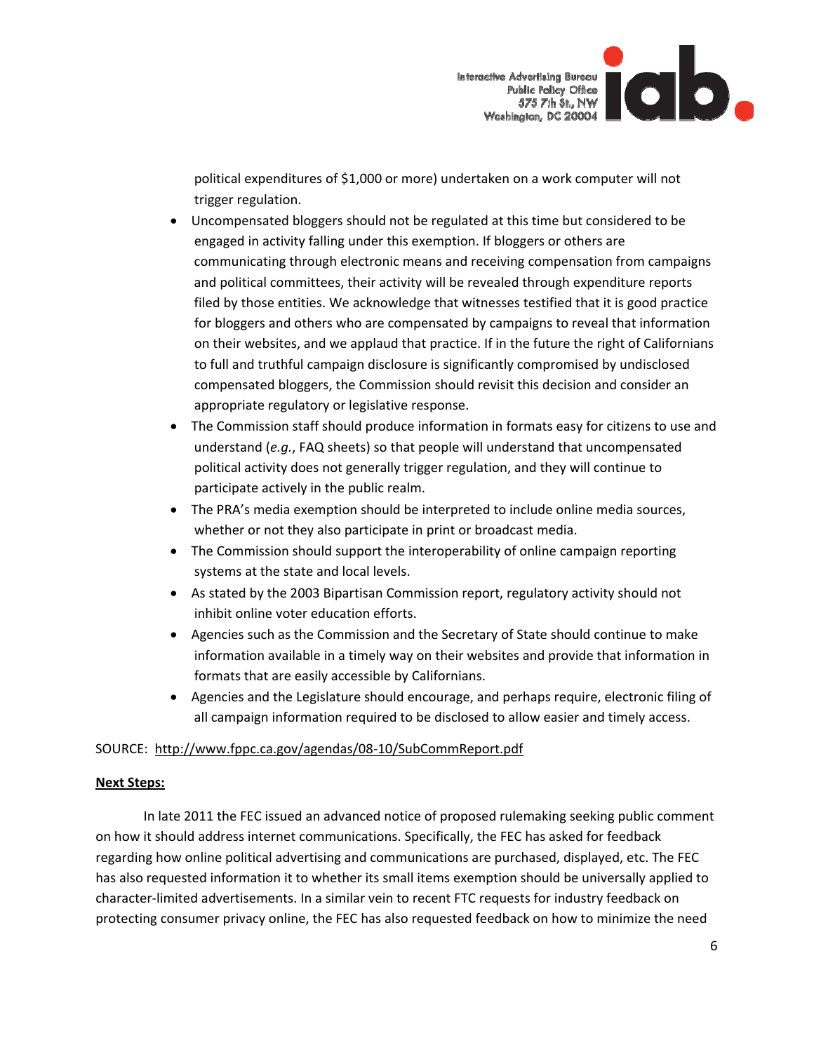political expenditures of $1,000 or more) undertaken on a work computer will not trigger regulation.

- Uncompensated bloggers should not be regulated at this time but considered to be engaged in activity falling under this exemption. If bloggers or others are communicating through electronic means and receiving compensation from campaigns and political committees, their activity will be revealed through expenditure reports filed by those entities. We acknowledge that witnesses testified that it is good practice for bloggers and others who are compensated by campaigns to reveal that information on their websites, and we applaud that practice. If in the future the right of Californians to full and truthful campaign disclosure is significantly compromised by undisclosed compensated bloggers, the Commission should revisit this decision and consider an appropriate regulatory or legislative response.
- The Commission staff should produce information in formats easy for citizens to use and understand (*e.g.*, FAQ sheets) so that people will understand that uncompensated political activity does not generally trigger regulation, and they will continue to participate actively in the public realm.
- The PRA's media exemption should be interpreted to include online media sources, whether or not they also participate in print or broadcast media.
- The Commission should support the interoperability of online campaign reporting systems at the state and local levels.
- As stated by the 2003 Bipartisan Commission report, regulatory activity should not inhibit online voter education efforts.
- Agencies such as the Commission and the Secretary of State should continue to make information available in a timely way on their websites and provide that information in formats that are easily accessible by Californians.
- Agencies and the Legislature should encourage, and perhaps require, electronic filing of all campaign information required to be disclosed to allow easier and timely access.

SOURCE: http://www.fppc.ca.gov/agendas/08-10/SubCommReport.pdf

**Next Steps:**

In late 2011 the FEC issued an advanced notice of proposed rulemaking seeking public comment on how it should address internet communications. Specifically, the FEC has asked for feedback regarding how online political advertising and communications are purchased, displayed, etc. The FEC has also requested information it to whether its small items exemption should be universally applied to character-limited advertisements. In a similar vein to recent FTC requests for industry feedback on protecting consumer privacy online, the FEC has also requested feedback on how to minimize the need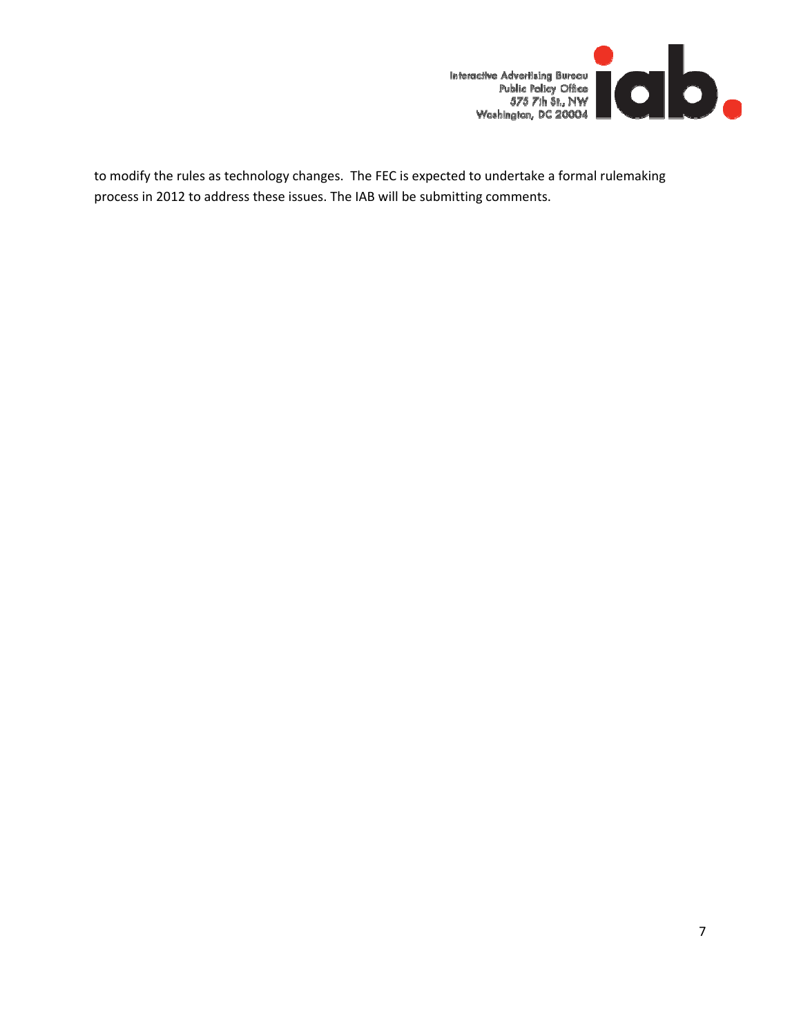to modify the rules as technology changes. The FEC is expected to undertake a formal rulemaking process in 2012 to address these issues. The IAB will be submitting comments.